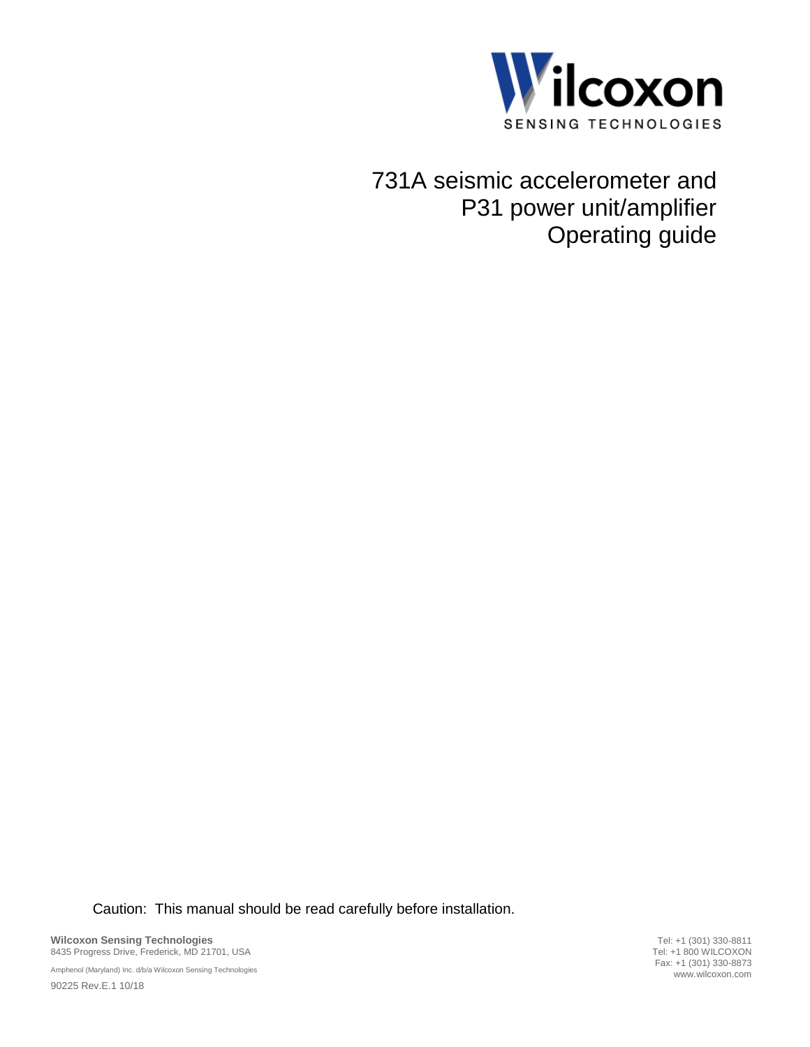Wilcoxon

SENSING TECHNOLOGIES

# 731A seismic accelerometer and P31 power unit/amplifier Operating guide

Caution: This manual should be read carefully before installation.

**Wilcoxon Sensing Technologies**
8435 Progress Drive, Frederick, MD 21701, USA

Amphenol (Maryland) Inc. d/b/a Wilcoxon Sensing Technologies

90225 Rev.E.1 10/18

Tel: +1 (301) 330-8811
Tel: +1 800 WILCOXON
Fax: +1 (301) 330-8873
www.wilcoxon.com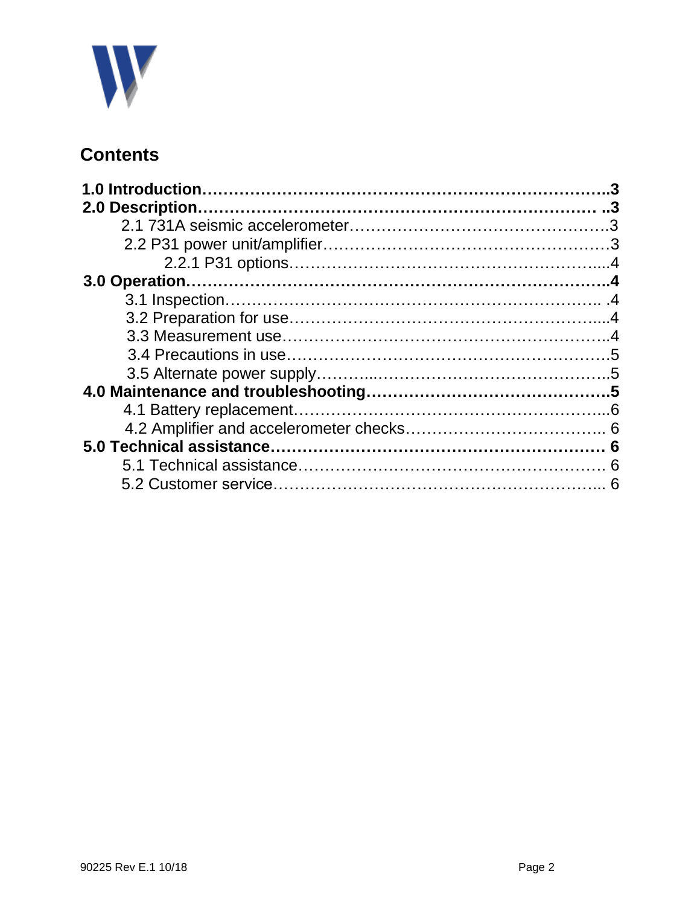## Contents

**1.0 Introduction……………………………………………………………………..3**
**2.0 Description…………………………………………………………………… ..3**
- 2.1 731A seismic accelerometer……………………………………………3
- 2.2 P31 power unit/amplifier………………………………………………3
  - 2.2.1 P31 options……………………………………………….....4

**3.0 Operation…………………………………………………………………………..4**
- 3.1 Inspection……………………………………………………………. .4
- 3.2 Preparation for use……………………………………………….....4
- 3.3 Measurement use…………………………………………………..4
- 3.4 Precautions in use……………………………………………………5
- 3.5 Alternate power supply………..……………………………………..5

**4.0 Maintenance and troubleshooting……………………………………….5**
- 4.1 Battery replacement…………………………………………………...6
- 4.2 Amplifier and accelerometer checks……………………………….. 6

**5.0 Technical assistance……………………………………………………… 6**
- 5.1 Technical assistance…………………………………………………. 6
- 5.2 Customer service…………………………………………………... 6

90225 Rev E.1 10/18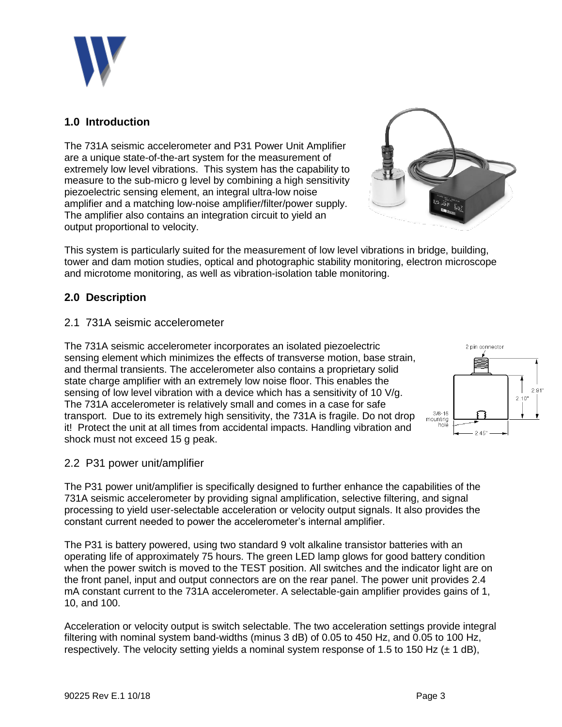## 1.0 Introduction

The 731A seismic accelerometer and P31 Power Unit Amplifier are a unique state-of-the-art system for the measurement of extremely low level vibrations. This system has the capability to measure to the sub-micro g level by combining a high sensitivity piezoelectric sensing element, an integral ultra-low noise amplifier and a matching low-noise amplifier/filter/power supply. The amplifier also contains an integration circuit to yield an output proportional to velocity.

This system is particularly suited for the measurement of low level vibrations in bridge, building, tower and dam motion studies, optical and photographic stability monitoring, electron microscope and microtome monitoring, as well as vibration-isolation table monitoring.

## 2.0 Description

### 2.1 731A seismic accelerometer

The 731A seismic accelerometer incorporates an isolated piezoelectric sensing element which minimizes the effects of transverse motion, base strain, and thermal transients. The accelerometer also contains a proprietary solid state charge amplifier with an extremely low noise floor. This enables the sensing of low level vibration with a device which has a sensitivity of 10 V/g. The 731A accelerometer is relatively small and comes in a case for safe transport. Due to its extremely high sensitivity, the 731A is fragile. Do not drop it! Protect the unit at all times from accidental impacts. Handling vibration and shock must not exceed 15 g peak.

### 2.2 P31 power unit/amplifier

The P31 power unit/amplifier is specifically designed to further enhance the capabilities of the 731A seismic accelerometer by providing signal amplification, selective filtering, and signal processing to yield user-selectable acceleration or velocity output signals. It also provides the constant current needed to power the accelerometer's internal amplifier.

The P31 is battery powered, using two standard 9 volt alkaline transistor batteries with an operating life of approximately 75 hours. The green LED lamp glows for good battery condition when the power switch is moved to the TEST position. All switches and the indicator light are on the front panel, input and output connectors are on the rear panel. The power unit provides 2.4 mA constant current to the 731A accelerometer. A selectable-gain amplifier provides gains of 1, 10, and 100.

Acceleration or velocity output is switch selectable. The two acceleration settings provide integral filtering with nominal system band-widths (minus 3 dB) of 0.05 to 450 Hz, and 0.05 to 100 Hz, respectively. The velocity setting yields a nominal system response of 1.5 to 150 Hz (± 1 dB),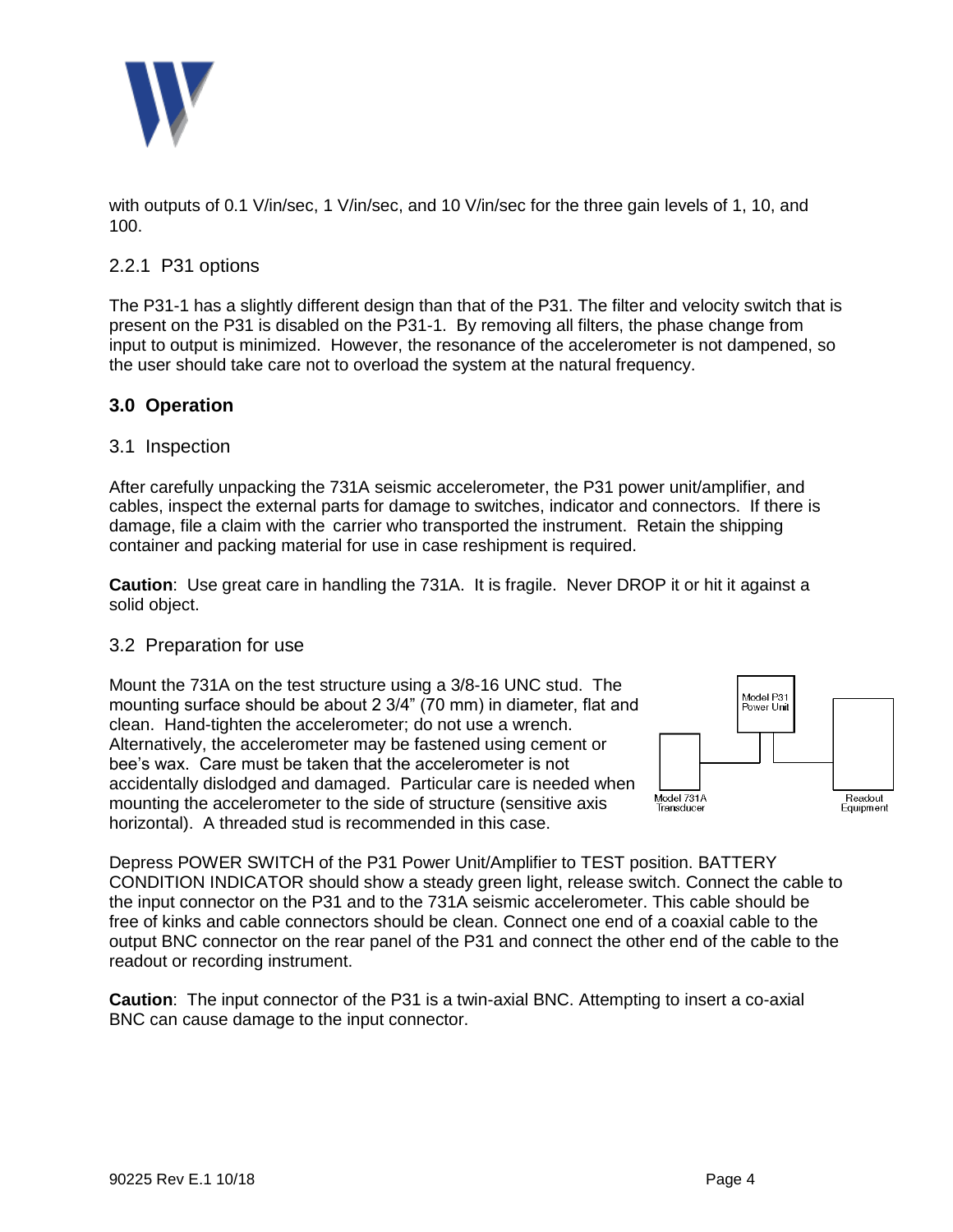with outputs of 0.1 V/in/sec, 1 V/in/sec, and 10 V/in/sec for the three gain levels of 1, 10, and 100.

### 2.2.1 P31 options

The P31-1 has a slightly different design than that of the P31. The filter and velocity switch that is present on the P31 is disabled on the P31-1. By removing all filters, the phase change from input to output is minimized. However, the resonance of the accelerometer is not dampened, so the user should take care not to overload the system at the natural frequency.

## 3.0 Operation

### 3.1 Inspection

After carefully unpacking the 731A seismic accelerometer, the P31 power unit/amplifier, and cables, inspect the external parts for damage to switches, indicator and connectors. If there is damage, file a claim with the carrier who transported the instrument. Retain the shipping container and packing material for use in case reshipment is required.

**Caution**: Use great care in handling the 731A. It is fragile. Never DROP it or hit it against a solid object.

### 3.2 Preparation for use

Mount the 731A on the test structure using a 3/8-16 UNC stud. The mounting surface should be about 2 3/4" (70 mm) in diameter, flat and clean. Hand-tighten the accelerometer; do not use a wrench. Alternatively, the accelerometer may be fastened using cement or bee's wax. Care must be taken that the accelerometer is not accidentally dislodged and damaged. Particular care is needed when mounting the accelerometer to the side of structure (sensitive axis horizontal). A threaded stud is recommended in this case.

Model P31 Power Unit

Model 731A Transducer

Readout Equipment

Depress POWER SWITCH of the P31 Power Unit/Amplifier to TEST position. BATTERY CONDITION INDICATOR should show a steady green light, release switch. Connect the cable to the input connector on the P31 and to the 731A seismic accelerometer. This cable should be free of kinks and cable connectors should be clean. Connect one end of a coaxial cable to the output BNC connector on the rear panel of the P31 and connect the other end of the cable to the readout or recording instrument.

**Caution**: The input connector of the P31 is a twin-axial BNC. Attempting to insert a co-axial BNC can cause damage to the input connector.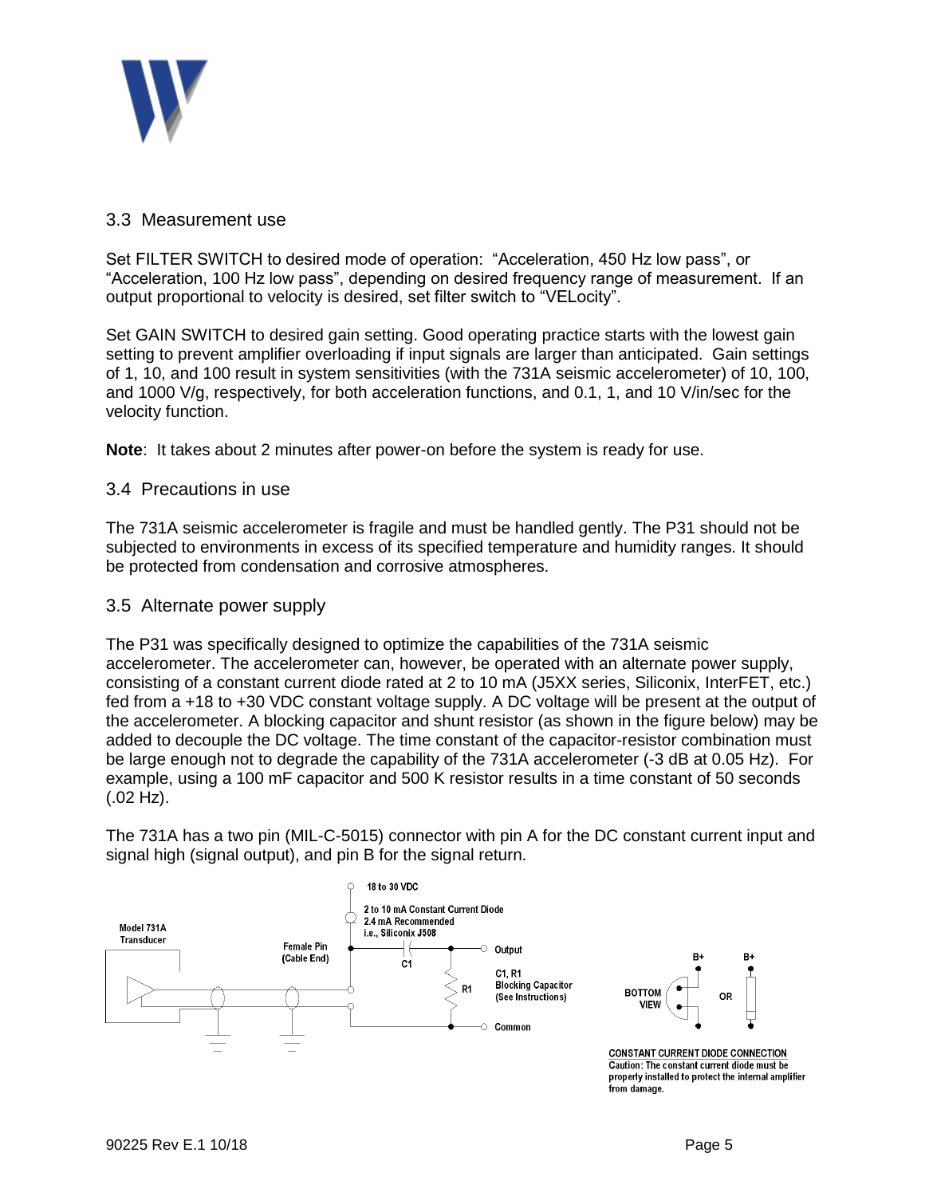### 3.3 Measurement use

Set FILTER SWITCH to desired mode of operation: "Acceleration, 450 Hz low pass", or "Acceleration, 100 Hz low pass", depending on desired frequency range of measurement. If an output proportional to velocity is desired, set filter switch to "VELocity".

Set GAIN SWITCH to desired gain setting. Good operating practice starts with the lowest gain setting to prevent amplifier overloading if input signals are larger than anticipated. Gain settings of 1, 10, and 100 result in system sensitivities (with the 731A seismic accelerometer) of 10, 100, and 1000 V/g, respectively, for both acceleration functions, and 0.1, 1, and 10 V/in/sec for the velocity function.

**Note**: It takes about 2 minutes after power-on before the system is ready for use.

### 3.4 Precautions in use

The 731A seismic accelerometer is fragile and must be handled gently. The P31 should not be subjected to environments in excess of its specified temperature and humidity ranges. It should be protected from condensation and corrosive atmospheres.

### 3.5 Alternate power supply

The P31 was specifically designed to optimize the capabilities of the 731A seismic accelerometer. The accelerometer can, however, be operated with an alternate power supply, consisting of a constant current diode rated at 2 to 10 mA (J5XX series, Siliconix, InterFET, etc.) fed from a +18 to +30 VDC constant voltage supply. A DC voltage will be present at the output of the accelerometer. A blocking capacitor and shunt resistor (as shown in the figure below) may be added to decouple the DC voltage. The time constant of the capacitor-resistor combination must be large enough not to degrade the capability of the 731A accelerometer (-3 dB at 0.05 Hz). For example, using a 100 mF capacitor and 500 K resistor results in a time constant of 50 seconds (.02 Hz).

The 731A has a two pin (MIL-C-5015) connector with pin A for the DC constant current input and signal high (signal output), and pin B for the signal return.

Model 731A Transducer

Female Pin (Cable End)

18 to 30 VDC

2 to 10 mA Constant Current Diode
2.4 mA Recommended
i.e., Siliconix J508

C1

Output

R1

C1, R1
Blocking Capacitor
(See Instructions)

Common

B+ B+

BOTTOM VIEW OR

**CONSTANT CURRENT DIODE CONNECTION**
Caution: The constant current diode must be properly installed to protect the internal amplifier from damage.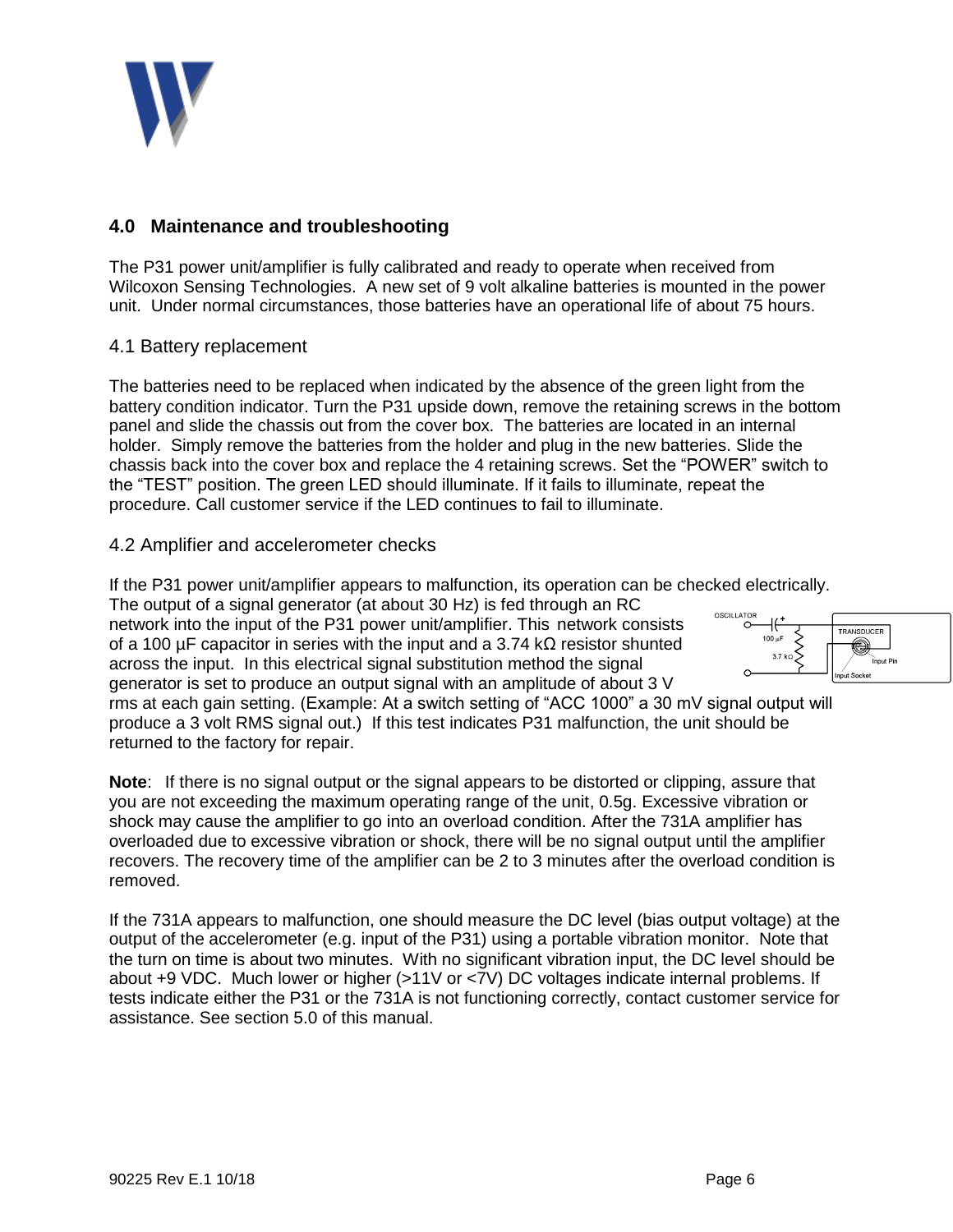## 4.0 Maintenance and troubleshooting

The P31 power unit/amplifier is fully calibrated and ready to operate when received from Wilcoxon Sensing Technologies. A new set of 9 volt alkaline batteries is mounted in the power unit. Under normal circumstances, those batteries have an operational life of about 75 hours.

### 4.1 Battery replacement

The batteries need to be replaced when indicated by the absence of the green light from the battery condition indicator. Turn the P31 upside down, remove the retaining screws in the bottom panel and slide the chassis out from the cover box. The batteries are located in an internal holder. Simply remove the batteries from the holder and plug in the new batteries. Slide the chassis back into the cover box and replace the 4 retaining screws. Set the "POWER" switch to the "TEST" position. The green LED should illuminate. If it fails to illuminate, repeat the procedure. Call customer service if the LED continues to fail to illuminate.

### 4.2 Amplifier and accelerometer checks

If the P31 power unit/amplifier appears to malfunction, its operation can be checked electrically. The output of a signal generator (at about 30 Hz) is fed through an RC network into the input of the P31 power unit/amplifier. This network consists of a 100 µF capacitor in series with the input and a 3.74 kΩ resistor shunted across the input. In this electrical signal substitution method the signal generator is set to produce an output signal with an amplitude of about 3 V rms at each gain setting. (Example: At a switch setting of "ACC 1000" a 30 mV signal output will produce a 3 volt RMS signal out.) If this test indicates P31 malfunction, the unit should be returned to the factory for repair.

**Note**: If there is no signal output or the signal appears to be distorted or clipping, assure that you are not exceeding the maximum operating range of the unit, 0.5g. Excessive vibration or shock may cause the amplifier to go into an overload condition. After the 731A amplifier has overloaded due to excessive vibration or shock, there will be no signal output until the amplifier recovers. The recovery time of the amplifier can be 2 to 3 minutes after the overload condition is removed.

If the 731A appears to malfunction, one should measure the DC level (bias output voltage) at the output of the accelerometer (e.g. input of the P31) using a portable vibration monitor. Note that the turn on time is about two minutes. With no significant vibration input, the DC level should be about +9 VDC. Much lower or higher (>11V or <7V) DC voltages indicate internal problems. If tests indicate either the P31 or the 731A is not functioning correctly, contact customer service for assistance. See section 5.0 of this manual.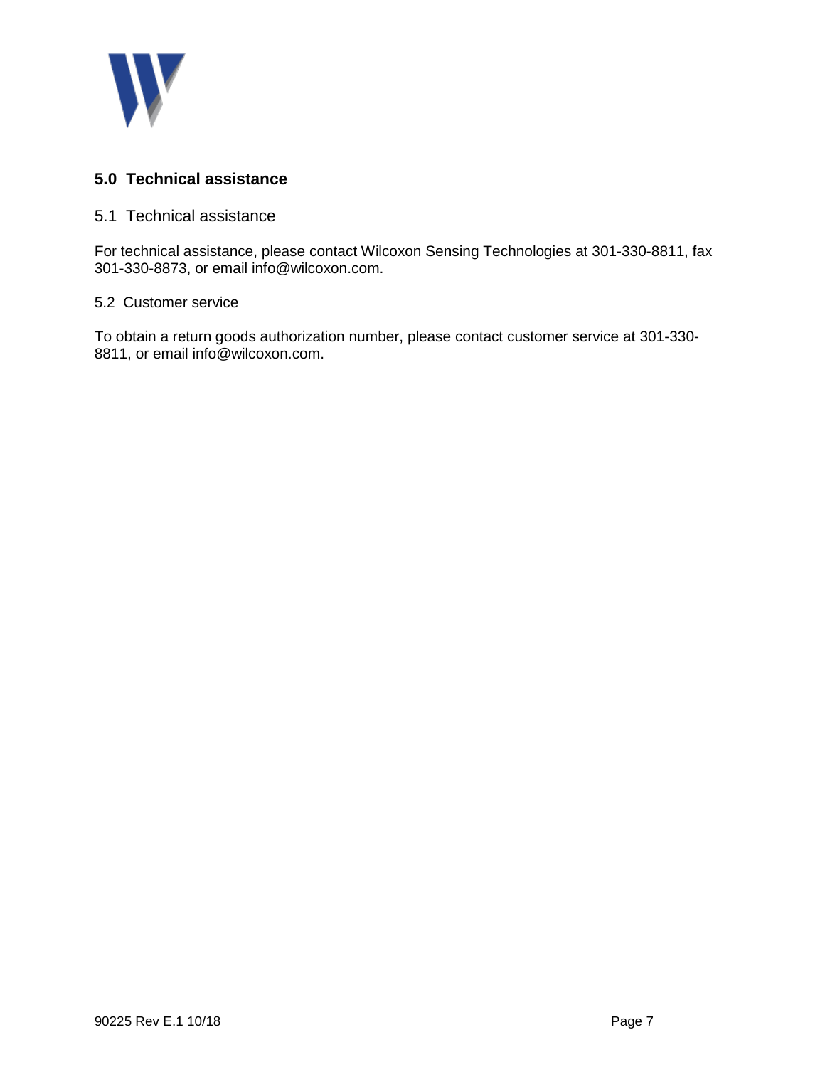## 5.0 Technical assistance

### 5.1 Technical assistance

For technical assistance, please contact Wilcoxon Sensing Technologies at 301-330-8811, fax 301-330-8873, or email info@wilcoxon.com.

### 5.2 Customer service

To obtain a return goods authorization number, please contact customer service at 301-330-8811, or email info@wilcoxon.com.